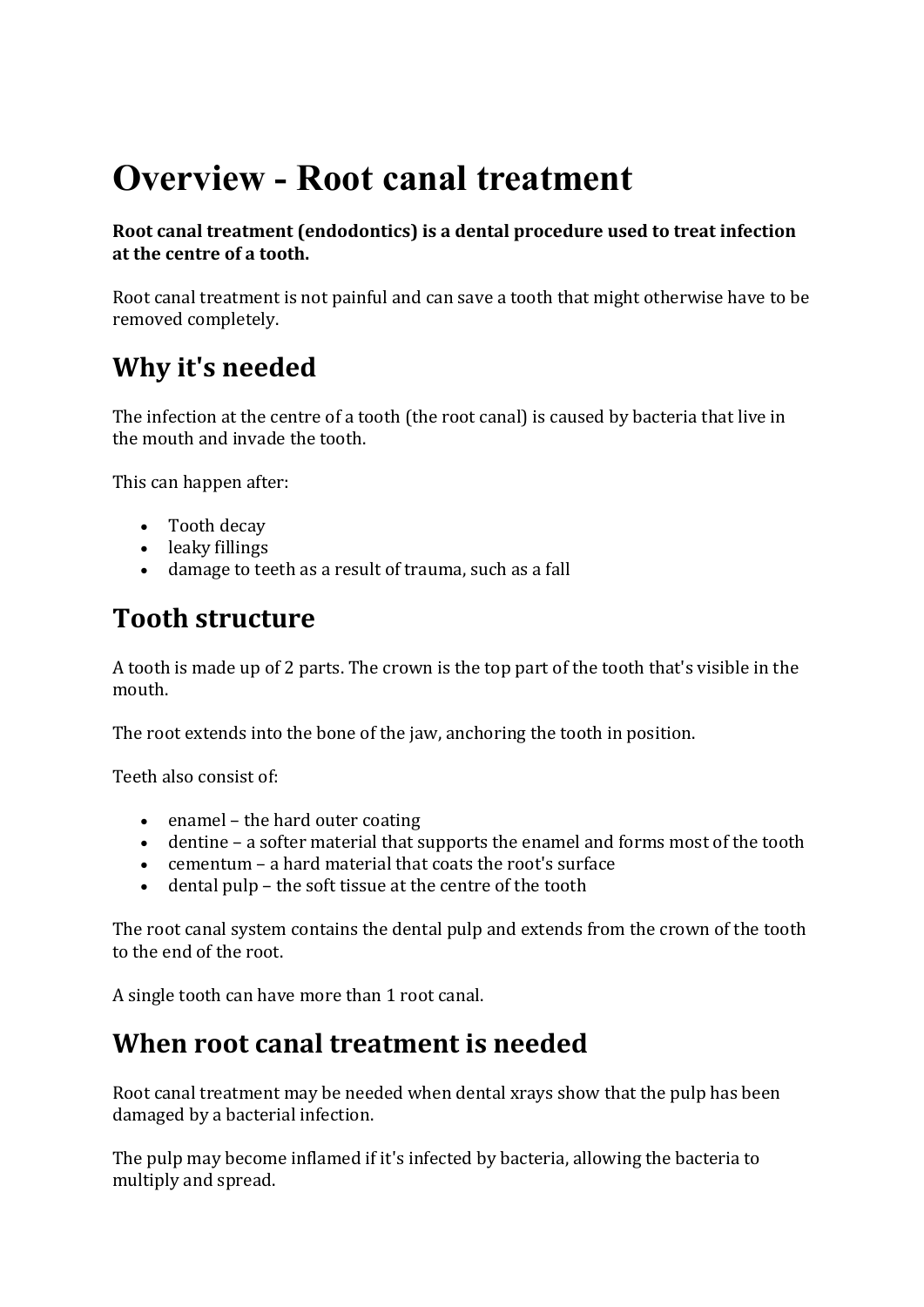# Overview - Root canal treatment

**Root canal treatment (endodontics) is a dental procedure used to treat infection at the centre of a tooth.**

Root canal treatment is not painful and can save a tooth that might otherwise have to be removed completely.

## Why it's needed

The infection at the centre of a tooth (the root canal) is caused by bacteria that live in the mouth and invade the tooth.

This can happen after:

- Tooth decay
- leaky fillings
- damage to teeth as a result of trauma, such as a fall

## Tooth structure

A tooth is made up of 2 parts. The crown is the top part of the tooth that's visible in the mouth.

The root extends into the bone of the jaw, anchoring the tooth in position.

Teeth also consist of:

- enamel – the hard outer coating
- dentine – a softer material that supports the enamel and forms most of the tooth
- cementum – a hard material that coats the root's surface
- dental pulp – the soft tissue at the centre of the tooth

The root canal system contains the dental pulp and extends from the crown of the tooth to the end of the root.

A single tooth can have more than 1 root canal.

## When root canal treatment is needed

Root canal treatment may be needed when dental xrays show that the pulp has been damaged by a bacterial infection.

The pulp may become inflamed if it's infected by bacteria, allowing the bacteria to multiply and spread.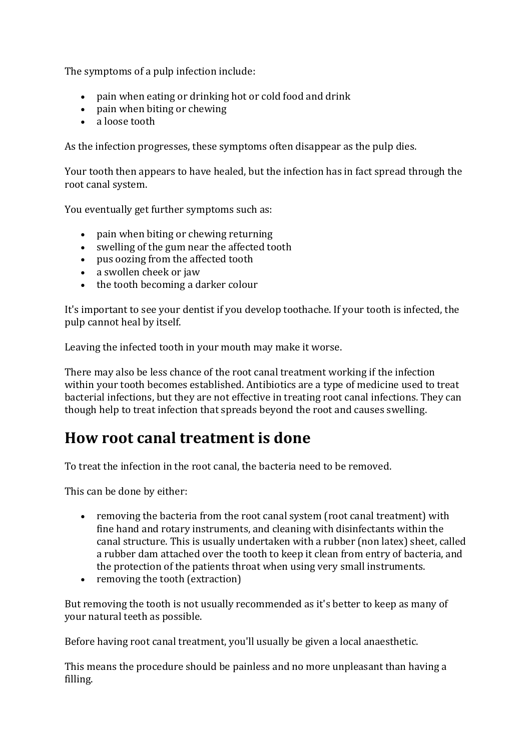The symptoms of a pulp infection include:

- pain when eating or drinking hot or cold food and drink
- pain when biting or chewing
- a loose tooth

As the infection progresses, these symptoms often disappear as the pulp dies.

Your tooth then appears to have healed, but the infection has in fact spread through the root canal system.

You eventually get further symptoms such as:

- pain when biting or chewing returning
- swelling of the gum near the affected tooth
- pus oozing from the affected tooth
- a swollen cheek or jaw
- the tooth becoming a darker colour

It's important to see your dentist if you develop toothache. If your tooth is infected, the pulp cannot heal by itself.

Leaving the infected tooth in your mouth may make it worse.

There may also be less chance of the root canal treatment working if the infection within your tooth becomes established. Antibiotics are a type of medicine used to treat bacterial infections, but they are not effective in treating root canal infections. They can though help to treat infection that spreads beyond the root and causes swelling.

## How root canal treatment is done

To treat the infection in the root canal, the bacteria need to be removed.

This can be done by either:

- removing the bacteria from the root canal system (root canal treatment) with fine hand and rotary instruments, and cleaning with disinfectants within the canal structure. This is usually undertaken with a rubber (non latex) sheet, called a rubber dam attached over the tooth to keep it clean from entry of bacteria, and the protection of the patients throat when using very small instruments.
- removing the tooth (extraction)

But removing the tooth is not usually recommended as it's better to keep as many of your natural teeth as possible.

Before having root canal treatment, you'll usually be given a local anaesthetic.

This means the procedure should be painless and no more unpleasant than having a filling.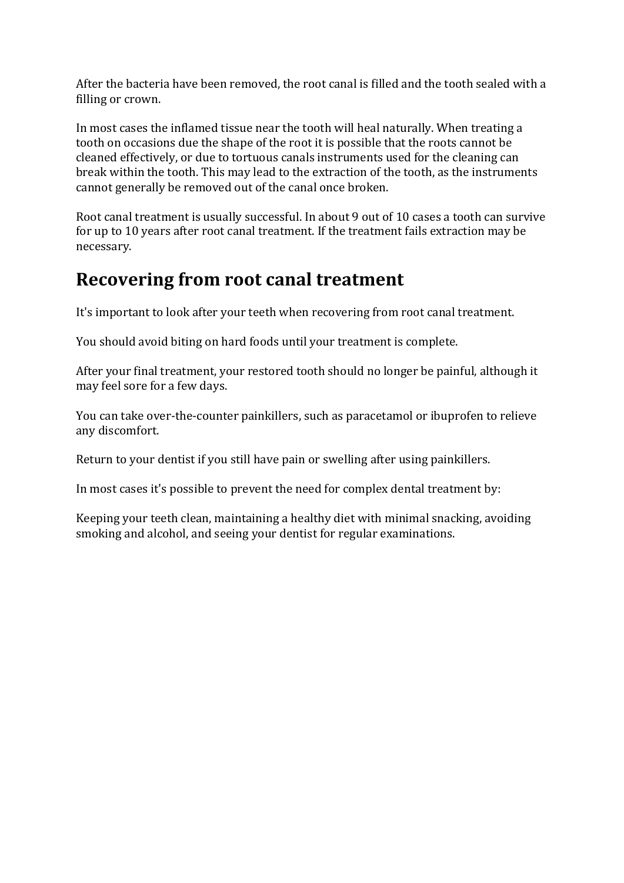After the bacteria have been removed, the root canal is filled and the tooth sealed with a filling or crown.

In most cases the inflamed tissue near the tooth will heal naturally. When treating a tooth on occasions due the shape of the root it is possible that the roots cannot be cleaned effectively, or due to tortuous canals instruments used for the cleaning can break within the tooth. This may lead to the extraction of the tooth, as the instruments cannot generally be removed out of the canal once broken.

Root canal treatment is usually successful. In about 9 out of 10 cases a tooth can survive for up to 10 years after root canal treatment. If the treatment fails extraction may be necessary.

## Recovering from root canal treatment

It's important to look after your teeth when recovering from root canal treatment.

You should avoid biting on hard foods until your treatment is complete.

After your final treatment, your restored tooth should no longer be painful, although it may feel sore for a few days.

You can take over-the-counter painkillers, such as paracetamol or ibuprofen to relieve any discomfort.

Return to your dentist if you still have pain or swelling after using painkillers.

In most cases it's possible to prevent the need for complex dental treatment by:

Keeping your teeth clean, maintaining a healthy diet with minimal snacking, avoiding smoking and alcohol, and seeing your dentist for regular examinations.